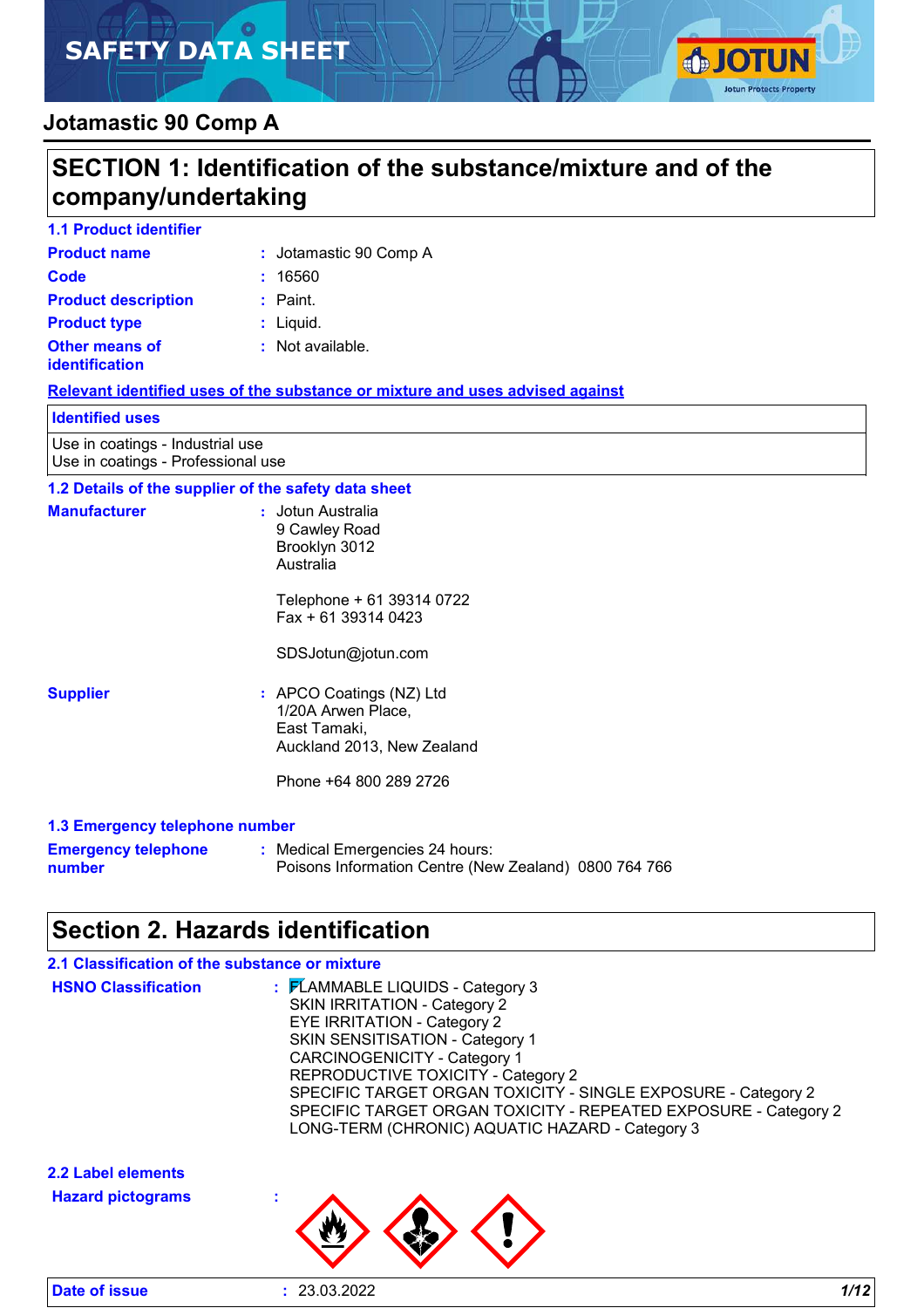# SAFETY DATA SHEET

## Jotamastic 90 Comp A

## SECTION 1: Identification of the substance/mixture and of the company/undertaking

### 1.1 Product identifier

**Product name** : Jotamastic 90 Comp A

**Code** : 16560

**Product description** : Paint.

**Product type** : Liquid.

**Other means of identification** : Not available.

**Relevant identified uses of the substance or mixture and uses advised against**

| Identified uses |
| --- |
| Use in coatings - Industrial use<br>Use in coatings - Professional use |

### 1.2 Details of the supplier of the safety data sheet

**Manufacturer** : Jotun Australia
9 Cawley Road
Brooklyn 3012
Australia

Telephone + 61 39314 0722
Fax + 61 39314 0423

SDSJotun@jotun.com

**Supplier** : APCO Coatings (NZ) Ltd
1/20A Arwen Place,
East Tamaki,
Auckland 2013, New Zealand

Phone +64 800 289 2726

### 1.3 Emergency telephone number

**Emergency telephone number** : Medical Emergencies 24 hours:
Poisons Information Centre (New Zealand) 0800 764 766

## Section 2. Hazards identification

### 2.1 Classification of the substance or mixture

**HSNO Classification** : FLAMMABLE LIQUIDS - Category 3
SKIN IRRITATION - Category 2
EYE IRRITATION - Category 2
SKIN SENSITISATION - Category 1
CARCINOGENICITY - Category 1
REPRODUCTIVE TOXICITY - Category 2
SPECIFIC TARGET ORGAN TOXICITY - SINGLE EXPOSURE - Category 2
SPECIFIC TARGET ORGAN TOXICITY - REPEATED EXPOSURE - Category 2
LONG-TERM (CHRONIC) AQUATIC HAZARD - Category 3

### 2.2 Label elements

**Hazard pictograms** :

**Date of issue** : 23.03.2022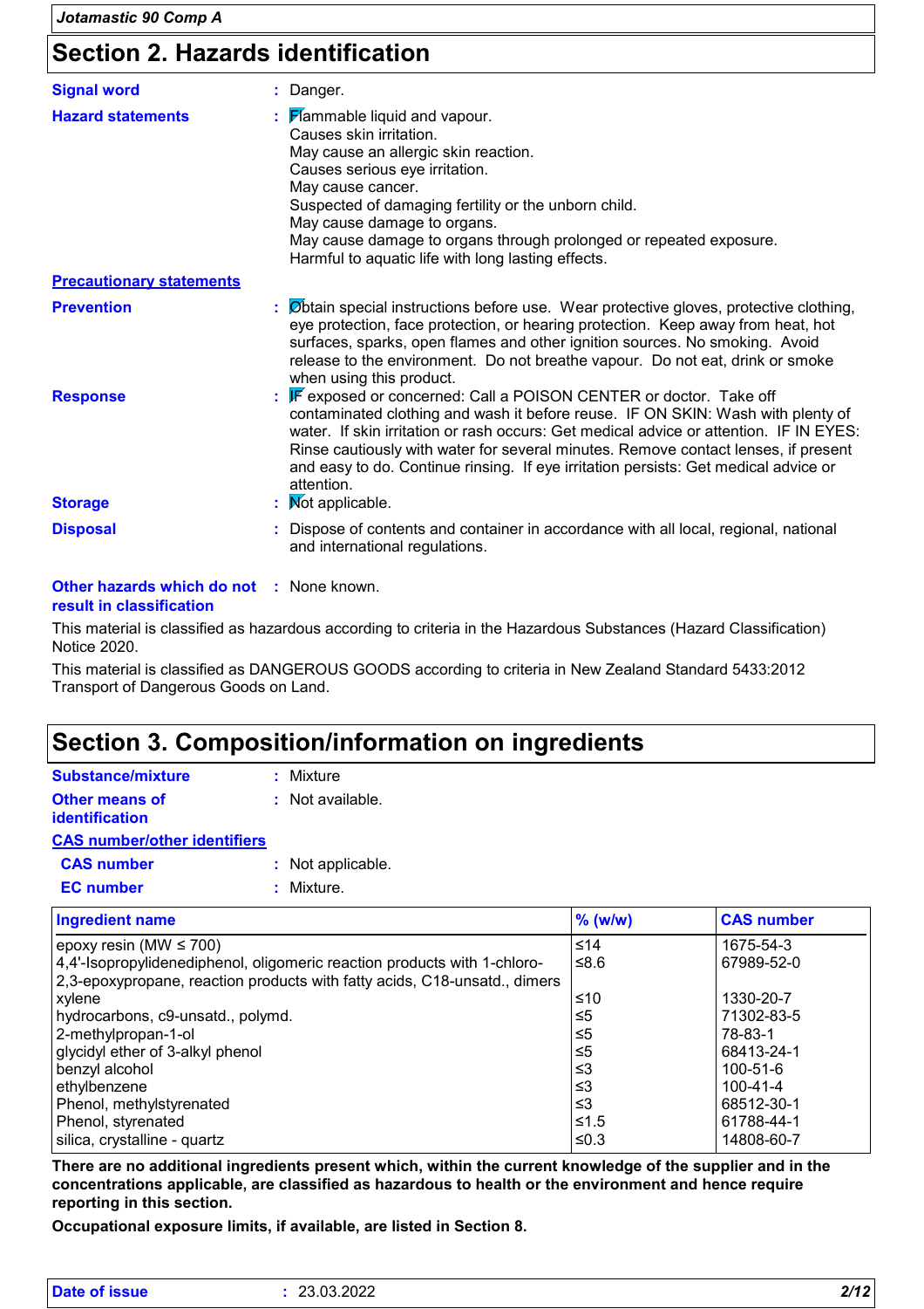## Section 2. Hazards identification

**Signal word** : Danger.

**Hazard statements** : Flammable liquid and vapour.
Causes skin irritation.
May cause an allergic skin reaction.
Causes serious eye irritation.
May cause cancer.
Suspected of damaging fertility or the unborn child.
May cause damage to organs.
May cause damage to organs through prolonged or repeated exposure.
Harmful to aquatic life with long lasting effects.

**Precautionary statements**

**Prevention** : Obtain special instructions before use. Wear protective gloves, protective clothing, eye protection, face protection, or hearing protection. Keep away from heat, hot surfaces, sparks, open flames and other ignition sources. No smoking. Avoid release to the environment. Do not breathe vapour. Do not eat, drink or smoke when using this product.

**Response** : IF exposed or concerned: Call a POISON CENTER or doctor. Take off contaminated clothing and wash it before reuse. IF ON SKIN: Wash with plenty of water. If skin irritation or rash occurs: Get medical advice or attention. IF IN EYES: Rinse cautiously with water for several minutes. Remove contact lenses, if present and easy to do. Continue rinsing. If eye irritation persists: Get medical advice or attention.

**Storage** : Not applicable.

**Disposal** : Dispose of contents and container in accordance with all local, regional, national and international regulations.

**Other hazards which do not result in classification** : None known.

This material is classified as hazardous according to criteria in the Hazardous Substances (Hazard Classification) Notice 2020.

This material is classified as DANGEROUS GOODS according to criteria in New Zealand Standard 5433:2012 Transport of Dangerous Goods on Land.

## Section 3. Composition/information on ingredients

**Substance/mixture** : Mixture

**Other means of identification** : Not available.

**CAS number/other identifiers**

**CAS number** : Not applicable.

**EC number** : Mixture.

| Ingredient name | % (w/w) | CAS number |
|---|---|---|
| epoxy resin (MW ≤ 700) | ≤14 | 1675-54-3 |
| 4,4'-Isopropylidenediphenol, oligomeric reaction products with 1-chloro-2,3-epoxypropane, reaction products with fatty acids, C18-unsatd., dimers | ≤8.6 | 67989-52-0 |
| xylene | ≤10 | 1330-20-7 |
| hydrocarbons, c9-unsatd., polymd. | ≤5 | 71302-83-5 |
| 2-methylpropan-1-ol | ≤5 | 78-83-1 |
| glycidyl ether of 3-alkyl phenol | ≤5 | 68413-24-1 |
| benzyl alcohol | ≤3 | 100-51-6 |
| ethylbenzene | ≤3 | 100-41-4 |
| Phenol, methylstyrenated | ≤3 | 68512-30-1 |
| Phenol, styrenated | ≤1.5 | 61788-44-1 |
| silica, crystalline - quartz | ≤0.3 | 14808-60-7 |

**There are no additional ingredients present which, within the current knowledge of the supplier and in the concentrations applicable, are classified as hazardous to health or the environment and hence require reporting in this section.**

**Occupational exposure limits, if available, are listed in Section 8.**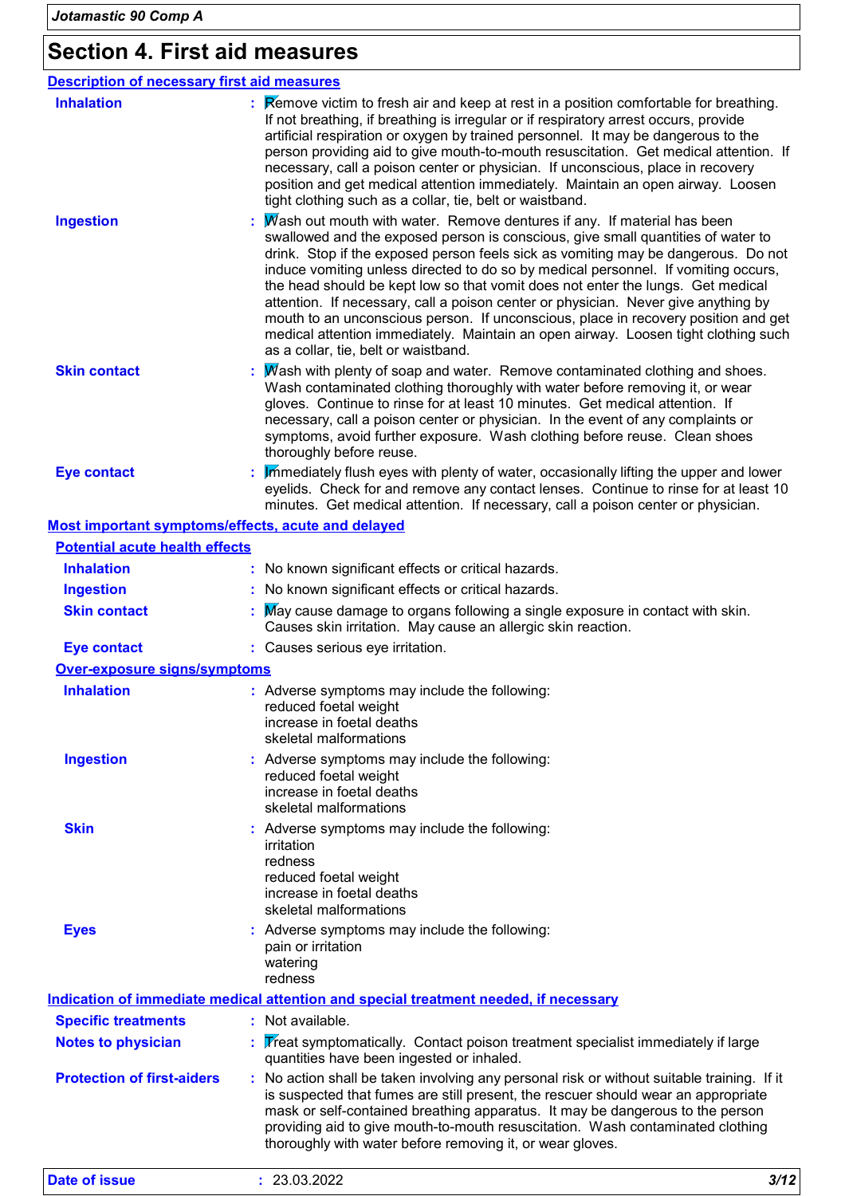## Section 4. First aid measures

### Description of necessary first aid measures

| | |
|---|---|
| **Inhalation** | Remove victim to fresh air and keep at rest in a position comfortable for breathing. If not breathing, if breathing is irregular or if respiratory arrest occurs, provide artificial respiration or oxygen by trained personnel. It may be dangerous to the person providing aid to give mouth-to-mouth resuscitation. Get medical attention. If necessary, call a poison center or physician. If unconscious, place in recovery position and get medical attention immediately. Maintain an open airway. Loosen tight clothing such as a collar, tie, belt or waistband. |
| **Ingestion** | Wash out mouth with water. Remove dentures if any. If material has been swallowed and the exposed person is conscious, give small quantities of water to drink. Stop if the exposed person feels sick as vomiting may be dangerous. Do not induce vomiting unless directed to do so by medical personnel. If vomiting occurs, the head should be kept low so that vomit does not enter the lungs. Get medical attention. If necessary, call a poison center or physician. Never give anything by mouth to an unconscious person. If unconscious, place in recovery position and get medical attention immediately. Maintain an open airway. Loosen tight clothing such as a collar, tie, belt or waistband. |
| **Skin contact** | Wash with plenty of soap and water. Remove contaminated clothing and shoes. Wash contaminated clothing thoroughly with water before removing it, or wear gloves. Continue to rinse for at least 10 minutes. Get medical attention. If necessary, call a poison center or physician. In the event of any complaints or symptoms, avoid further exposure. Wash clothing before reuse. Clean shoes thoroughly before reuse. |
| **Eye contact** | Immediately flush eyes with plenty of water, occasionally lifting the upper and lower eyelids. Check for and remove any contact lenses. Continue to rinse for at least 10 minutes. Get medical attention. If necessary, call a poison center or physician. |

### Most important symptoms/effects, acute and delayed

#### Potential acute health effects

| | |
|---|---|
| **Inhalation** | No known significant effects or critical hazards. |
| **Ingestion** | No known significant effects or critical hazards. |
| **Skin contact** | May cause damage to organs following a single exposure in contact with skin. Causes skin irritation. May cause an allergic skin reaction. |
| **Eye contact** | Causes serious eye irritation. |

#### Over-exposure signs/symptoms

| | |
|---|---|
| **Inhalation** | Adverse symptoms may include the following:<br>reduced foetal weight<br>increase in foetal deaths<br>skeletal malformations |
| **Ingestion** | Adverse symptoms may include the following:<br>reduced foetal weight<br>increase in foetal deaths<br>skeletal malformations |
| **Skin** | Adverse symptoms may include the following:<br>irritation<br>redness<br>reduced foetal weight<br>increase in foetal deaths<br>skeletal malformations |
| **Eyes** | Adverse symptoms may include the following:<br>pain or irritation<br>watering<br>redness |

### Indication of immediate medical attention and special treatment needed, if necessary

| | |
|---|---|
| **Specific treatments** | Not available. |
| **Notes to physician** | Treat symptomatically. Contact poison treatment specialist immediately if large quantities have been ingested or inhaled. |
| **Protection of first-aiders** | No action shall be taken involving any personal risk or without suitable training. If it is suspected that fumes are still present, the rescuer should wear an appropriate mask or self-contained breathing apparatus. It may be dangerous to the person providing aid to give mouth-to-mouth resuscitation. Wash contaminated clothing thoroughly with water before removing it, or wear gloves. |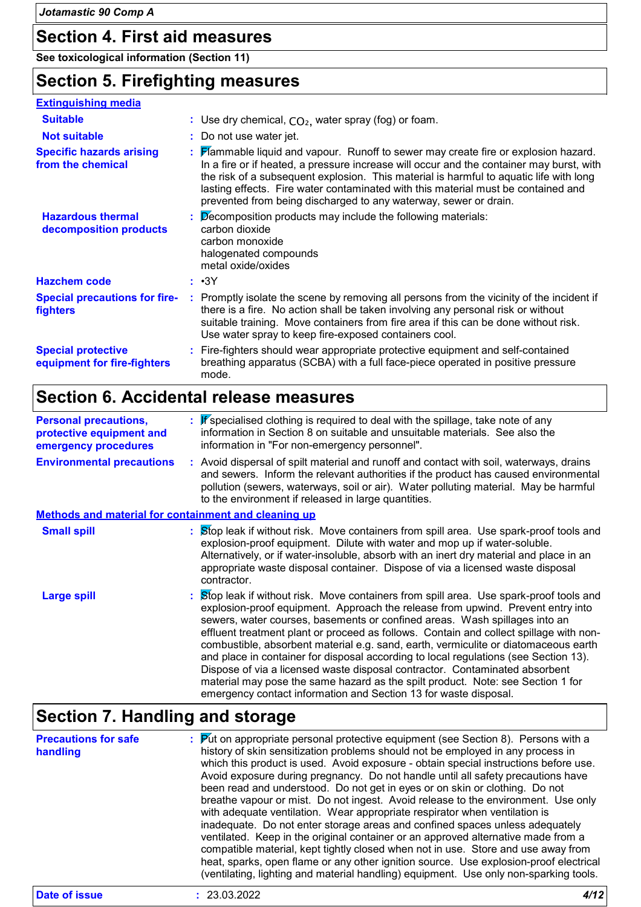## Section 4. First aid measures

**See toxicological information (Section 11)**

## Section 5. Firefighting measures

### Extinguishing media

**Suitable** : Use dry chemical, $CO_2$, water spray (fog) or foam.

**Not suitable** : Do not use water jet.

**Specific hazards arising from the chemical** : Flammable liquid and vapour. Runoff to sewer may create fire or explosion hazard. In a fire or if heated, a pressure increase will occur and the container may burst, with the risk of a subsequent explosion. This material is harmful to aquatic life with long lasting effects. Fire water contaminated with this material must be contained and prevented from being discharged to any waterway, sewer or drain.

**Hazardous thermal decomposition products** : Decomposition products may include the following materials:
carbon dioxide
carbon monoxide
halogenated compounds
metal oxide/oxides

**Hazchem code** : •3Y

**Special precautions for fire-fighters** : Promptly isolate the scene by removing all persons from the vicinity of the incident if there is a fire. No action shall be taken involving any personal risk or without suitable training. Move containers from fire area if this can be done without risk. Use water spray to keep fire-exposed containers cool.

**Special protective equipment for fire-fighters** : Fire-fighters should wear appropriate protective equipment and self-contained breathing apparatus (SCBA) with a full face-piece operated in positive pressure mode.

## Section 6. Accidental release measures

**Personal precautions, protective equipment and emergency procedures** : If specialised clothing is required to deal with the spillage, take note of any information in Section 8 on suitable and unsuitable materials. See also the information in "For non-emergency personnel".

**Environmental precautions** : Avoid dispersal of spilt material and runoff and contact with soil, waterways, drains and sewers. Inform the relevant authorities if the product has caused environmental pollution (sewers, waterways, soil or air). Water polluting material. May be harmful to the environment if released in large quantities.

### Methods and material for containment and cleaning up

**Small spill** : Stop leak if without risk. Move containers from spill area. Use spark-proof tools and explosion-proof equipment. Dilute with water and mop up if water-soluble. Alternatively, or if water-insoluble, absorb with an inert dry material and place in an appropriate waste disposal container. Dispose of via a licensed waste disposal contractor.

**Large spill** : Stop leak if without risk. Move containers from spill area. Use spark-proof tools and explosion-proof equipment. Approach the release from upwind. Prevent entry into sewers, water courses, basements or confined areas. Wash spillages into an effluent treatment plant or proceed as follows. Contain and collect spillage with non-combustible, absorbent material e.g. sand, earth, vermiculite or diatomaceous earth and place in container for disposal according to local regulations (see Section 13). Dispose of via a licensed waste disposal contractor. Contaminated absorbent material may pose the same hazard as the spilt product. Note: see Section 1 for emergency contact information and Section 13 for waste disposal.

## Section 7. Handling and storage

**Precautions for safe handling** : Put on appropriate personal protective equipment (see Section 8). Persons with a history of skin sensitization problems should not be employed in any process in which this product is used. Avoid exposure - obtain special instructions before use. Avoid exposure during pregnancy. Do not handle until all safety precautions have been read and understood. Do not get in eyes or on skin or clothing. Do not breathe vapour or mist. Do not ingest. Avoid release to the environment. Use only with adequate ventilation. Wear appropriate respirator when ventilation is inadequate. Do not enter storage areas and confined spaces unless adequately ventilated. Keep in the original container or an approved alternative made from a compatible material, kept tightly closed when not in use. Store and use away from heat, sparks, open flame or any other ignition source. Use explosion-proof electrical (ventilating, lighting and material handling) equipment. Use only non-sparking tools.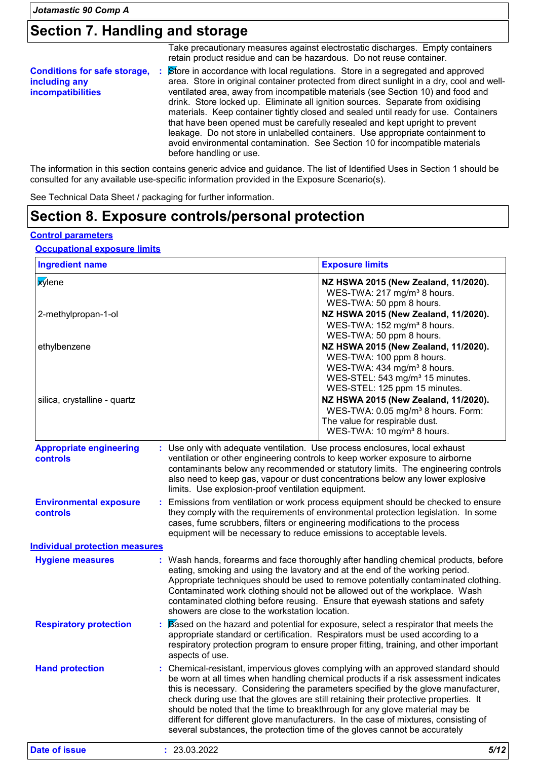## Section 7. Handling and storage

Take precautionary measures against electrostatic discharges. Empty containers retain product residue and can be hazardous. Do not reuse container.

**Conditions for safe storage, including any incompatibilities** : Store in accordance with local regulations. Store in a segregated and approved area. Store in original container protected from direct sunlight in a dry, cool and well-ventilated area, away from incompatible materials (see Section 10) and food and drink. Store locked up. Eliminate all ignition sources. Separate from oxidising materials. Keep container tightly closed and sealed until ready for use. Containers that have been opened must be carefully resealed and kept upright to prevent leakage. Do not store in unlabelled containers. Use appropriate containment to avoid environmental contamination. See Section 10 for incompatible materials before handling or use.

The information in this section contains generic advice and guidance. The list of Identified Uses in Section 1 should be consulted for any available use-specific information provided in the Exposure Scenario(s).

See Technical Data Sheet / packaging for further information.

## Section 8. Exposure controls/personal protection

### Control parameters

#### Occupational exposure limits

| Ingredient name | Exposure limits |
|---|---|
| xylene | **NZ HSWA 2015 (New Zealand, 11/2020).**<br>WES-TWA: 217 mg/m³ 8 hours.<br>WES-TWA: 50 ppm 8 hours. |
| 2-methylpropan-1-ol | **NZ HSWA 2015 (New Zealand, 11/2020).**<br>WES-TWA: 152 mg/m³ 8 hours.<br>WES-TWA: 50 ppm 8 hours. |
| ethylbenzene | **NZ HSWA 2015 (New Zealand, 11/2020).**<br>WES-TWA: 100 ppm 8 hours.<br>WES-TWA: 434 mg/m³ 8 hours.<br>WES-STEL: 543 mg/m³ 15 minutes.<br>WES-STEL: 125 ppm 15 minutes. |
| silica, crystalline - quartz | **NZ HSWA 2015 (New Zealand, 11/2020).**<br>WES-TWA: 0.05 mg/m³ 8 hours. Form: The value for respirable dust.<br>WES-TWA: 10 mg/m³ 8 hours. |

**Appropriate engineering controls** : Use only with adequate ventilation. Use process enclosures, local exhaust ventilation or other engineering controls to keep worker exposure to airborne contaminants below any recommended or statutory limits. The engineering controls also need to keep gas, vapour or dust concentrations below any lower explosive limits. Use explosion-proof ventilation equipment.

**Environmental exposure controls** : Emissions from ventilation or work process equipment should be checked to ensure they comply with the requirements of environmental protection legislation. In some cases, fume scrubbers, filters or engineering modifications to the process equipment will be necessary to reduce emissions to acceptable levels.

### Individual protection measures

**Hygiene measures** : Wash hands, forearms and face thoroughly after handling chemical products, before eating, smoking and using the lavatory and at the end of the working period. Appropriate techniques should be used to remove potentially contaminated clothing. Contaminated work clothing should not be allowed out of the workplace. Wash contaminated clothing before reusing. Ensure that eyewash stations and safety showers are close to the workstation location.

**Respiratory protection** : Based on the hazard and potential for exposure, select a respirator that meets the appropriate standard or certification. Respirators must be used according to a respiratory protection program to ensure proper fitting, training, and other important aspects of use.

**Hand protection** : Chemical-resistant, impervious gloves complying with an approved standard should be worn at all times when handling chemical products if a risk assessment indicates this is necessary. Considering the parameters specified by the glove manufacturer, check during use that the gloves are still retaining their protective properties. It should be noted that the time to breakthrough for any glove material may be different for different glove manufacturers. In the case of mixtures, consisting of several substances, the protection time of the gloves cannot be accurately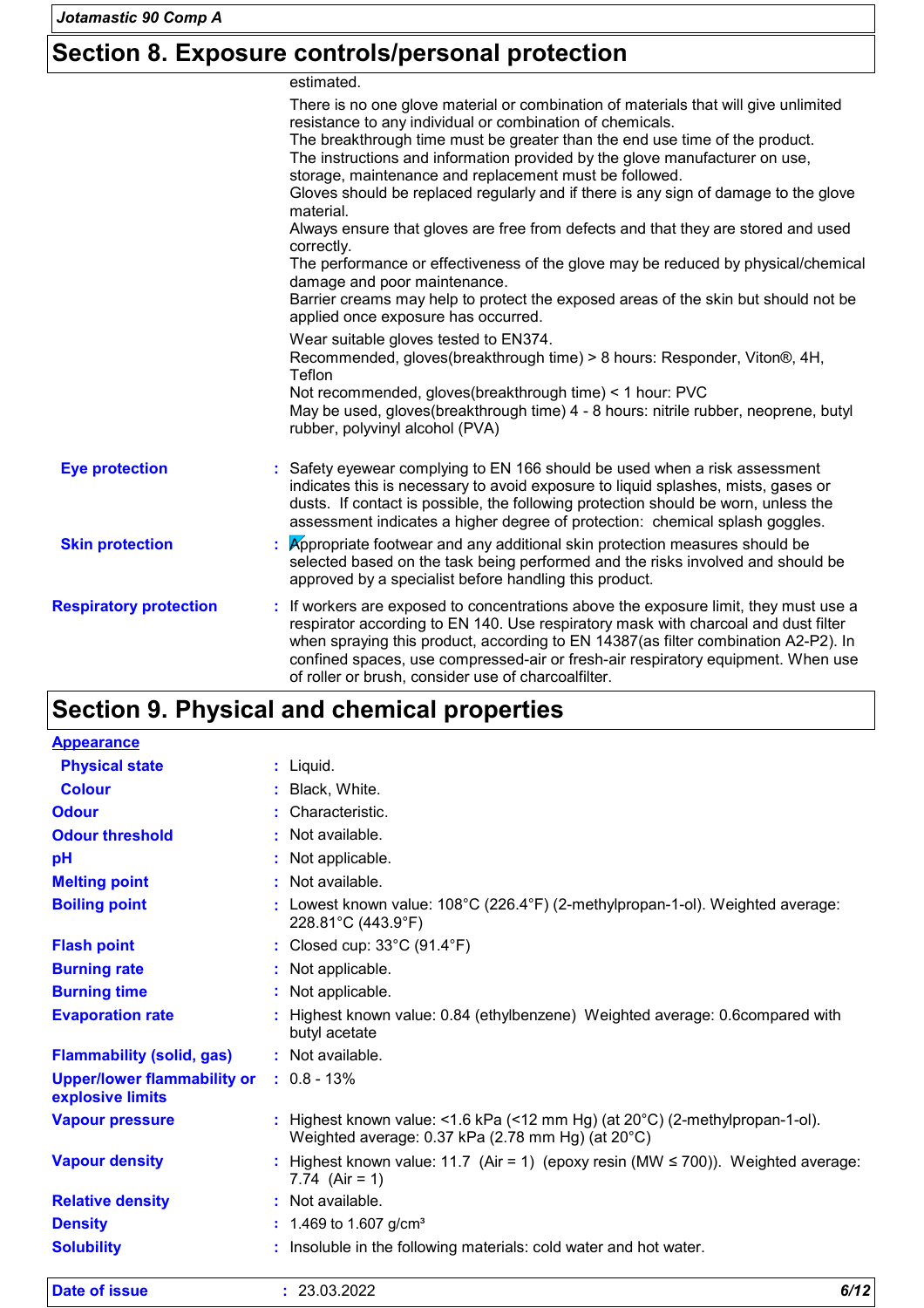## Section 8. Exposure controls/personal protection

estimated.

There is no one glove material or combination of materials that will give unlimited resistance to any individual or combination of chemicals.
The breakthrough time must be greater than the end use time of the product.
The instructions and information provided by the glove manufacturer on use, storage, maintenance and replacement must be followed.
Gloves should be replaced regularly and if there is any sign of damage to the glove material.
Always ensure that gloves are free from defects and that they are stored and used correctly.
The performance or effectiveness of the glove may be reduced by physical/chemical damage and poor maintenance.
Barrier creams may help to protect the exposed areas of the skin but should not be applied once exposure has occurred.

Wear suitable gloves tested to EN374.
Recommended, gloves(breakthrough time) > 8 hours: Responder, Viton®, 4H, Teflon
Not recommended, gloves(breakthrough time) < 1 hour: PVC
May be used, gloves(breakthrough time) 4 - 8 hours: nitrile rubber, neoprene, butyl rubber, polyvinyl alcohol (PVA)

**Eye protection** : Safety eyewear complying to EN 166 should be used when a risk assessment indicates this is necessary to avoid exposure to liquid splashes, mists, gases or dusts. If contact is possible, the following protection should be worn, unless the assessment indicates a higher degree of protection: chemical splash goggles.

**Skin protection** : Appropriate footwear and any additional skin protection measures should be selected based on the task being performed and the risks involved and should be approved by a specialist before handling this product.

**Respiratory protection** : If workers are exposed to concentrations above the exposure limit, they must use a respirator according to EN 140. Use respiratory mask with charcoal and dust filter when spraying this product, according to EN 14387(as filter combination A2-P2). In confined spaces, use compressed-air or fresh-air respiratory equipment. When use of roller or brush, consider use of charcoalfilter.

## Section 9. Physical and chemical properties

**Appearance**

| | |
|---|---|
| **Physical state** | Liquid. |
| **Colour** | Black, White. |
| **Odour** | Characteristic. |
| **Odour threshold** | Not available. |
| **pH** | Not applicable. |
| **Melting point** | Not available. |
| **Boiling point** | Lowest known value: 108°C (226.4°F) (2-methylpropan-1-ol). Weighted average: 228.81°C (443.9°F) |
| **Flash point** | Closed cup: 33°C (91.4°F) |
| **Burning rate** | Not applicable. |
| **Burning time** | Not applicable. |
| **Evaporation rate** | Highest known value: 0.84 (ethylbenzene) Weighted average: 0.6compared with butyl acetate |
| **Flammability (solid, gas)** | Not available. |
| **Upper/lower flammability or explosive limits** | 0.8 - 13% |
| **Vapour pressure** | Highest known value: <1.6 kPa (<12 mm Hg) (at 20°C) (2-methylpropan-1-ol). Weighted average: 0.37 kPa (2.78 mm Hg) (at 20°C) |
| **Vapour density** | Highest known value: 11.7 (Air = 1) (epoxy resin (MW ≤ 700)). Weighted average: 7.74 (Air = 1) |
| **Relative density** | Not available. |
| **Density** | 1.469 to 1.607 g/cm³ |
| **Solubility** | Insoluble in the following materials: cold water and hot water. |

**Date of issue** : 23.03.2022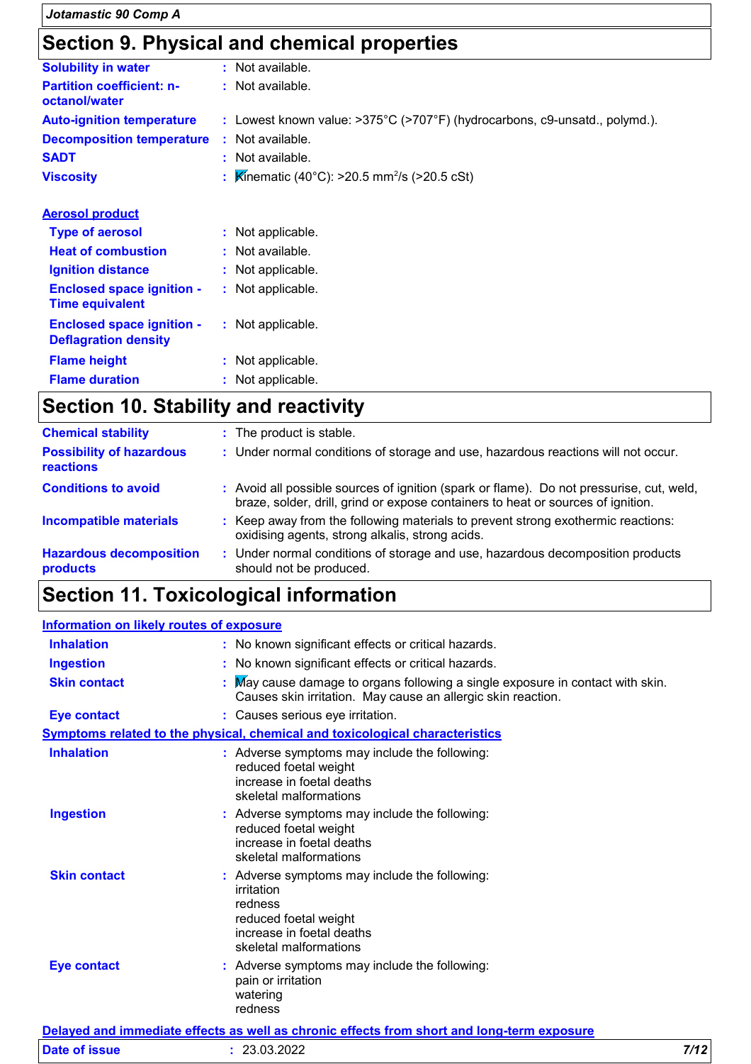## Section 9. Physical and chemical properties

**Solubility in water** : Not available.

**Partition coefficient: n-octanol/water** : Not available.

**Auto-ignition temperature** : Lowest known value: >375°C (>707°F) (hydrocarbons, c9-unsatd., polymd.).

**Decomposition temperature** : Not available.

**SADT** : Not available.

**Viscosity** : Kinematic (40°C): >20.5 $mm^2/s$ (>20.5 cSt)

**Aerosol product**

- **Type of aerosol** : Not applicable.
- **Heat of combustion** : Not available.
- **Ignition distance** : Not applicable.
- **Enclosed space ignition - Time equivalent** : Not applicable.
- **Enclosed space ignition - Deflagration density** : Not applicable.
- **Flame height** : Not applicable.
- **Flame duration** : Not applicable.

## Section 10. Stability and reactivity

**Chemical stability** : The product is stable.

**Possibility of hazardous reactions** : Under normal conditions of storage and use, hazardous reactions will not occur.

**Conditions to avoid** : Avoid all possible sources of ignition (spark or flame). Do not pressurise, cut, weld, braze, solder, drill, grind or expose containers to heat or sources of ignition.

**Incompatible materials** : Keep away from the following materials to prevent strong exothermic reactions: oxidising agents, strong alkalis, strong acids.

**Hazardous decomposition products** : Under normal conditions of storage and use, hazardous decomposition products should not be produced.

## Section 11. Toxicological information

**Information on likely routes of exposure**

- **Inhalation** : No known significant effects or critical hazards.
- **Ingestion** : No known significant effects or critical hazards.
- **Skin contact** : May cause damage to organs following a single exposure in contact with skin. Causes skin irritation. May cause an allergic skin reaction.
- **Eye contact** : Causes serious eye irritation.

**Symptoms related to the physical, chemical and toxicological characteristics**

- **Inhalation** : Adverse symptoms may include the following:
  reduced foetal weight
  increase in foetal deaths
  skeletal malformations
- **Ingestion** : Adverse symptoms may include the following:
  reduced foetal weight
  increase in foetal deaths
  skeletal malformations
- **Skin contact** : Adverse symptoms may include the following:
  irritation
  redness
  reduced foetal weight
  increase in foetal deaths
  skeletal malformations
- **Eye contact** : Adverse symptoms may include the following:
  pain or irritation
  watering
  redness

**Delayed and immediate effects as well as chronic effects from short and long-term exposure**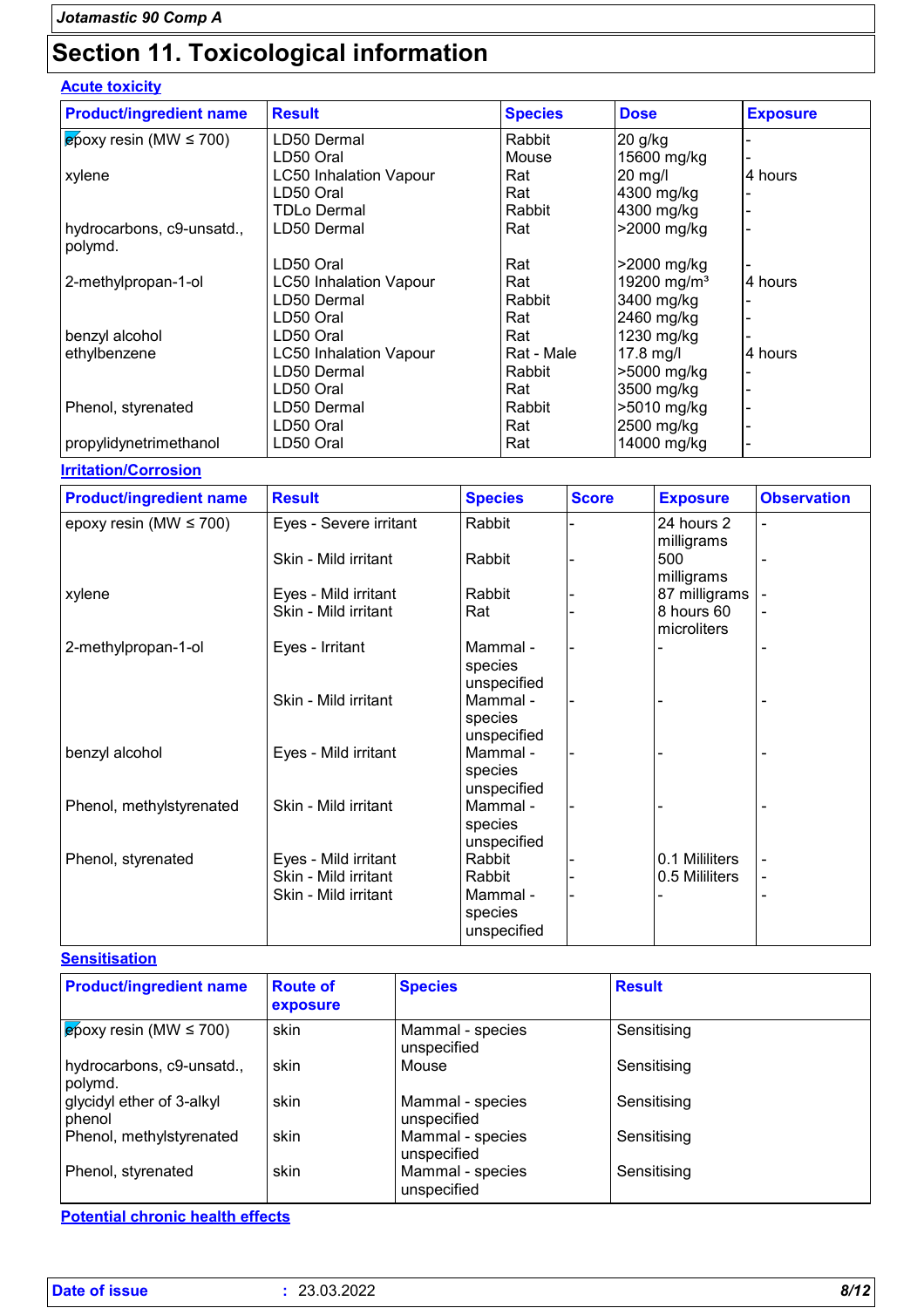# Section 11. Toxicological information

### Acute toxicity

| Product/ingredient name | Result | Species | Dose | Exposure |
|---|---|---|---|---|
| epoxy resin (MW ≤ 700) | LD50 Dermal | Rabbit | 20 g/kg | - |
| | LD50 Oral | Mouse | 15600 mg/kg | - |
| xylene | LC50 Inhalation Vapour | Rat | 20 mg/l | 4 hours |
| | LD50 Oral | Rat | 4300 mg/kg | - |
| | TDLo Dermal | Rabbit | 4300 mg/kg | - |
| hydrocarbons, c9-unsatd., polymd. | LD50 Dermal | Rat | >2000 mg/kg | - |
| | LD50 Oral | Rat | >2000 mg/kg | - |
| 2-methylpropan-1-ol | LC50 Inhalation Vapour | Rat | 19200 mg/m³ | 4 hours |
| | LD50 Dermal | Rabbit | 3400 mg/kg | - |
| | LD50 Oral | Rat | 2460 mg/kg | - |
| benzyl alcohol | LD50 Oral | Rat | 1230 mg/kg | - |
| ethylbenzene | LC50 Inhalation Vapour | Rat - Male | 17.8 mg/l | 4 hours |
| | LD50 Dermal | Rabbit | >5000 mg/kg | - |
| | LD50 Oral | Rat | 3500 mg/kg | - |
| Phenol, styrenated | LD50 Dermal | Rabbit | >5010 mg/kg | - |
| | LD50 Oral | Rat | 2500 mg/kg | - |
| propylidynetrimethanol | LD50 Oral | Rat | 14000 mg/kg | - |

### Irritation/Corrosion

| Product/ingredient name | Result | Species | Score | Exposure | Observation |
|---|---|---|---|---|---|
| epoxy resin (MW ≤ 700) | Eyes - Severe irritant | Rabbit | - | 24 hours 2 milligrams | - |
| | Skin - Mild irritant | Rabbit | - | 500 milligrams | - |
| xylene | Eyes - Mild irritant | Rabbit | - | 87 milligrams | - |
| | Skin - Mild irritant | Rat | - | 8 hours 60 microliters | - |
| 2-methylpropan-1-ol | Eyes - Irritant | Mammal - species unspecified | - | - | - |
| | Skin - Mild irritant | Mammal - species unspecified | - | - | - |
| benzyl alcohol | Eyes - Mild irritant | Mammal - species unspecified | - | - | - |
| Phenol, methylstyrenated | Skin - Mild irritant | Mammal - species unspecified | - | - | - |
| Phenol, styrenated | Eyes - Mild irritant | Rabbit | - | 0.1 Mililiters | - |
| | Skin - Mild irritant | Rabbit | - | 0.5 Mililiters | - |
| | Skin - Mild irritant | Mammal - species unspecified | - | - | - |

### Sensitisation

| Product/ingredient name | Route of exposure | Species | Result |
|---|---|---|---|
| epoxy resin (MW ≤ 700) | skin | Mammal - species unspecified | Sensitising |
| hydrocarbons, c9-unsatd., polymd. | skin | Mouse | Sensitising |
| glycidyl ether of 3-alkyl phenol | skin | Mammal - species unspecified | Sensitising |
| Phenol, methylstyrenated | skin | Mammal - species unspecified | Sensitising |
| Phenol, styrenated | skin | Mammal - species unspecified | Sensitising |

### Potential chronic health effects

**Date of issue** : 23.03.2022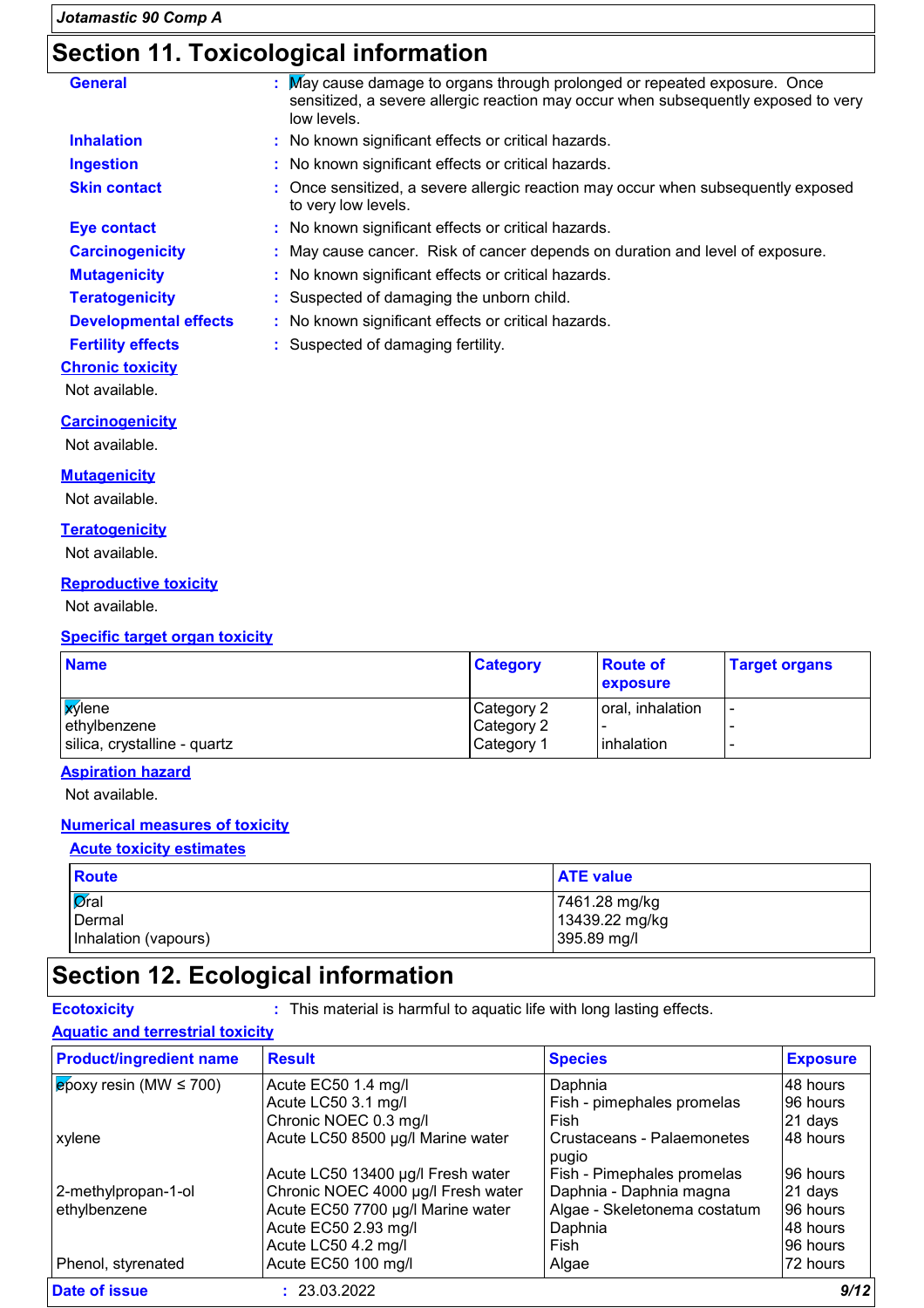## Section 11. Toxicological information

**General** : May cause damage to organs through prolonged or repeated exposure. Once sensitized, a severe allergic reaction may occur when subsequently exposed to very low levels.

**Inhalation** : No known significant effects or critical hazards.

**Ingestion** : No known significant effects or critical hazards.

**Skin contact** : Once sensitized, a severe allergic reaction may occur when subsequently exposed to very low levels.

**Eye contact** : No known significant effects or critical hazards.

**Carcinogenicity** : May cause cancer. Risk of cancer depends on duration and level of exposure.

**Mutagenicity** : No known significant effects or critical hazards.

**Teratogenicity** : Suspected of damaging the unborn child.

**Developmental effects** : No known significant effects or critical hazards.

**Fertility effects** : Suspected of damaging fertility.

**Chronic toxicity**

Not available.

**Carcinogenicity**

Not available.

**Mutagenicity**

Not available.

**Teratogenicity**

Not available.

**Reproductive toxicity**

Not available.

**Specific target organ toxicity**

| Name | Category | Route of exposure | Target organs |
|---|---|---|---|
| xylene | Category 2 | oral, inhalation | - |
| ethylbenzene | Category 2 | - | - |
| silica, crystalline - quartz | Category 1 | inhalation | - |

**Aspiration hazard**

Not available.

**Numerical measures of toxicity**

**Acute toxicity estimates**

| Route | ATE value |
|---|---|
| Oral | 7461.28 mg/kg |
| Dermal | 13439.22 mg/kg |
| Inhalation (vapours) | 395.89 mg/l |

## Section 12. Ecological information

**Ecotoxicity** : This material is harmful to aquatic life with long lasting effects.

**Aquatic and terrestrial toxicity**

| Product/ingredient name | Result | Species | Exposure |
|---|---|---|---|
| epoxy resin (MW ≤ 700) | Acute EC50 1.4 mg/l | Daphnia | 48 hours |
| | Acute LC50 3.1 mg/l | Fish - pimephales promelas | 96 hours |
| | Chronic NOEC 0.3 mg/l | Fish | 21 days |
| xylene | Acute LC50 8500 µg/l Marine water | Crustaceans - Palaemonetes pugio | 48 hours |
| | Acute LC50 13400 µg/l Fresh water | Fish - Pimephales promelas | 96 hours |
| 2-methylpropan-1-ol | Chronic NOEC 4000 µg/l Fresh water | Daphnia - Daphnia magna | 21 days |
| ethylbenzene | Acute EC50 7700 µg/l Marine water | Algae - Skeletonema costatum | 96 hours |
| | Acute EC50 2.93 mg/l | Daphnia | 48 hours |
| | Acute LC50 4.2 mg/l | Fish | 96 hours |
| Phenol, styrenated | Acute EC50 100 mg/l | Algae | 72 hours |

**Date of issue** : 23.03.2022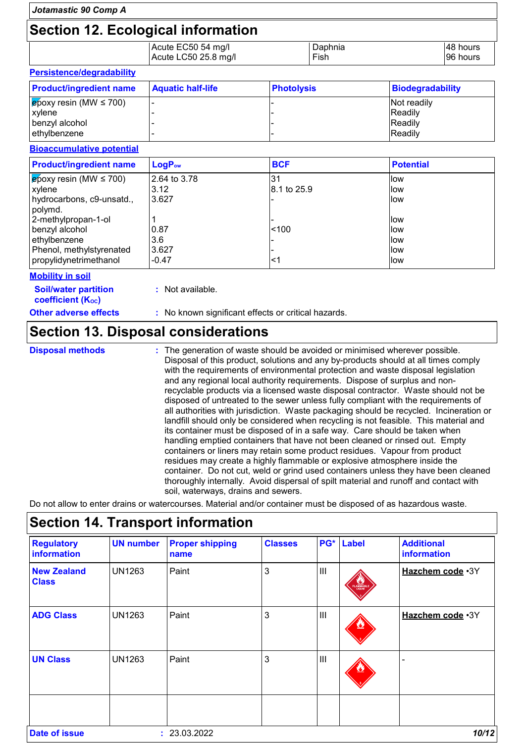## Section 12. Ecological information

| | | | |
|---|---|---|---|
| | Acute EC50 54 mg/l<br>Acute LC50 25.8 mg/l | Daphnia<br>Fish | 48 hours<br>96 hours |

**Persistence/degradability**

| Product/ingredient name | Aquatic half-life | Photolysis | Biodegradability |
|---|---|---|---|
| epoxy resin (MW ≤ 700) | - | - | Not readily |
| xylene | - | - | Readily |
| benzyl alcohol | - | - | Readily |
| ethylbenzene | - | - | Readily |

**Bioaccumulative potential**

| Product/ingredient name | $LogP_{ow}$ | BCF | Potential |
|---|---|---|---|
| epoxy resin (MW ≤ 700) | 2.64 to 3.78 | 31 | low |
| xylene | 3.12 | 8.1 to 25.9 | low |
| hydrocarbons, c9-unsatd., polymd. | 3.627 | - | low |
| 2-methylpropan-1-ol | 1 | - | low |
| benzyl alcohol | 0.87 | <100 | low |
| ethylbenzene | 3.6 | - | low |
| Phenol, methylstyrenated | 3.627 | - | low |
| propylidynetrimethanol | -0.47 | <1 | low |

**Mobility in soil**

**Soil/water partition coefficient ($K_{OC}$)** : Not available.

**Other adverse effects** : No known significant effects or critical hazards.

## Section 13. Disposal considerations

**Disposal methods** : The generation of waste should be avoided or minimised wherever possible. Disposal of this product, solutions and any by-products should at all times comply with the requirements of environmental protection and waste disposal legislation and any regional local authority requirements. Dispose of surplus and non-recyclable products via a licensed waste disposal contractor. Waste should not be disposed of untreated to the sewer unless fully compliant with the requirements of all authorities with jurisdiction. Waste packaging should be recycled. Incineration or landfill should only be considered when recycling is not feasible. This material and its container must be disposed of in a safe way. Care should be taken when handling emptied containers that have not been cleaned or rinsed out. Empty containers or liners may retain some product residues. Vapour from product residues may create a highly flammable or explosive atmosphere inside the container. Do not cut, weld or grind used containers unless they have been cleaned thoroughly internally. Avoid dispersal of spilt material and runoff and contact with soil, waterways, drains and sewers.

Do not allow to enter drains or watercourses. Material and/or container must be disposed of as hazardous waste.

## Section 14. Transport information

| Regulatory information | UN number | Proper shipping name | Classes | PG* | Label | Additional information |
|---|---|---|---|---|---|---|
| New Zealand Class | UN1263 | Paint | 3 | III | | **Hazchem code** •3Y |
| ADG Class | UN1263 | Paint | 3 | III | | **Hazchem code** •3Y |
| UN Class | UN1263 | Paint | 3 | III | | - |
| | | | | | | |

**Date of issue** : 23.03.2022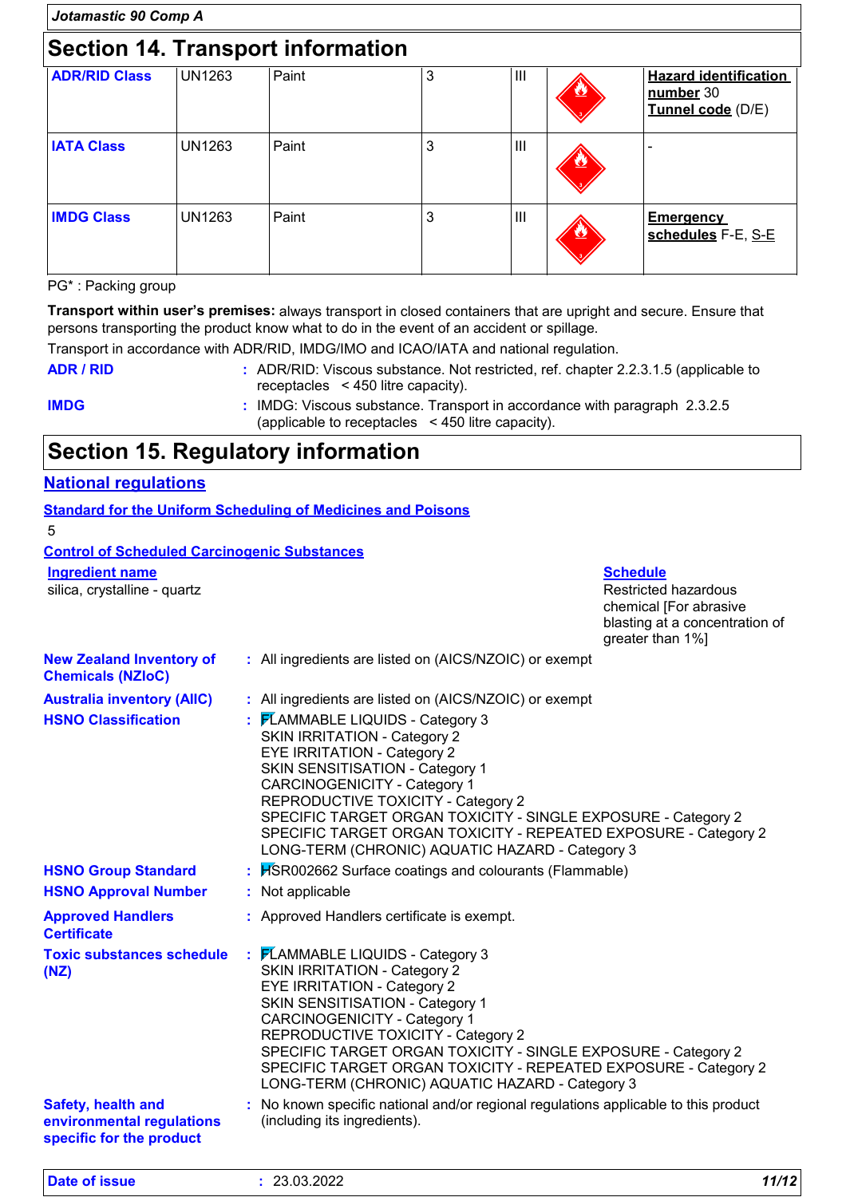## Section 14. Transport information

| | | | | | | |
|---|---|---|---|---|---|---|
| **ADR/RID Class** | UN1263 | Paint | 3 | III | | **Hazard identification number** 30<br>**Tunnel code** (D/E) |
| **IATA Class** | UN1263 | Paint | 3 | III | | - |
| **IMDG Class** | UN1263 | Paint | 3 | III | | **Emergency schedules** F-E, S-E |

PG* : Packing group

**Transport within user's premises:** always transport in closed containers that are upright and secure. Ensure that persons transporting the product know what to do in the event of an accident or spillage.

Transport in accordance with ADR/RID, IMDG/IMO and ICAO/IATA and national regulation.

**ADR / RID** : ADR/RID: Viscous substance. Not restricted, ref. chapter 2.2.3.1.5 (applicable to receptacles < 450 litre capacity).

**IMDG** : IMDG: Viscous substance. Transport in accordance with paragraph 2.3.2.5 (applicable to receptacles < 450 litre capacity).

## Section 15. Regulatory information

### National regulations

**Standard for the Uniform Scheduling of Medicines and Poisons**

5

**Control of Scheduled Carcinogenic Substances**

| Ingredient name | Schedule |
|---|---|
| silica, crystalline - quartz | Restricted hazardous chemical [For abrasive blasting at a concentration of greater than 1%] |

**New Zealand Inventory of Chemicals (NZIoC)** : All ingredients are listed on (AICS/NZOIC) or exempt

**Australia inventory (AIIC)** : All ingredients are listed on (AICS/NZOIC) or exempt

**HSNO Classification** :
FLAMMABLE LIQUIDS - Category 3
SKIN IRRITATION - Category 2
EYE IRRITATION - Category 2
SKIN SENSITISATION - Category 1
CARCINOGENICITY - Category 1
REPRODUCTIVE TOXICITY - Category 2
SPECIFIC TARGET ORGAN TOXICITY - SINGLE EXPOSURE - Category 2
SPECIFIC TARGET ORGAN TOXICITY - REPEATED EXPOSURE - Category 2
LONG-TERM (CHRONIC) AQUATIC HAZARD - Category 3

**HSNO Group Standard** : HSR002662 Surface coatings and colourants (Flammable)

**HSNO Approval Number** : Not applicable

**Approved Handlers Certificate** : Approved Handlers certificate is exempt.

**Toxic substances schedule (NZ)** :
FLAMMABLE LIQUIDS - Category 3
SKIN IRRITATION - Category 2
EYE IRRITATION - Category 2
SKIN SENSITISATION - Category 1
CARCINOGENICITY - Category 1
REPRODUCTIVE TOXICITY - Category 2
SPECIFIC TARGET ORGAN TOXICITY - SINGLE EXPOSURE - Category 2
SPECIFIC TARGET ORGAN TOXICITY - REPEATED EXPOSURE - Category 2
LONG-TERM (CHRONIC) AQUATIC HAZARD - Category 3

**Safety, health and environmental regulations specific for the product** : No known specific national and/or regional regulations applicable to this product (including its ingredients).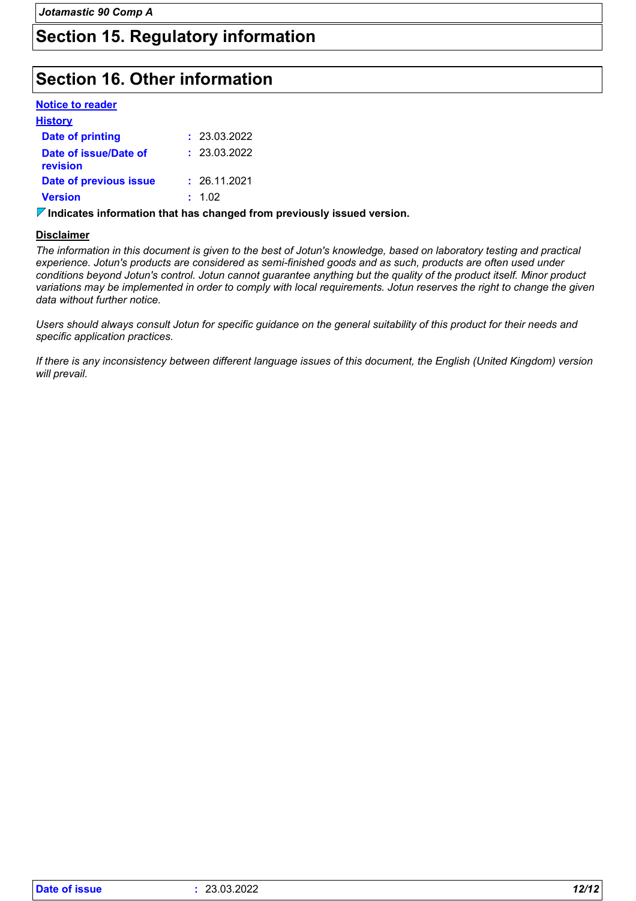## Section 15. Regulatory information

## Section 16. Other information

**Notice to reader**

**History**

| | | |
|---|---|---|
| **Date of printing** | : | 23.03.2022 |
| **Date of issue/Date of revision** | : | 23.03.2022 |
| **Date of previous issue** | : | 26.11.2021 |
| **Version** | : | 1.02 |

**Indicates information that has changed from previously issued version.**

**Disclaimer**

*The information in this document is given to the best of Jotun's knowledge, based on laboratory testing and practical experience. Jotun's products are considered as semi-finished goods and as such, products are often used under conditions beyond Jotun's control. Jotun cannot guarantee anything but the quality of the product itself. Minor product variations may be implemented in order to comply with local requirements. Jotun reserves the right to change the given data without further notice.*

*Users should always consult Jotun for specific guidance on the general suitability of this product for their needs and specific application practices.*

*If there is any inconsistency between different language issues of this document, the English (United Kingdom) version will prevail.*